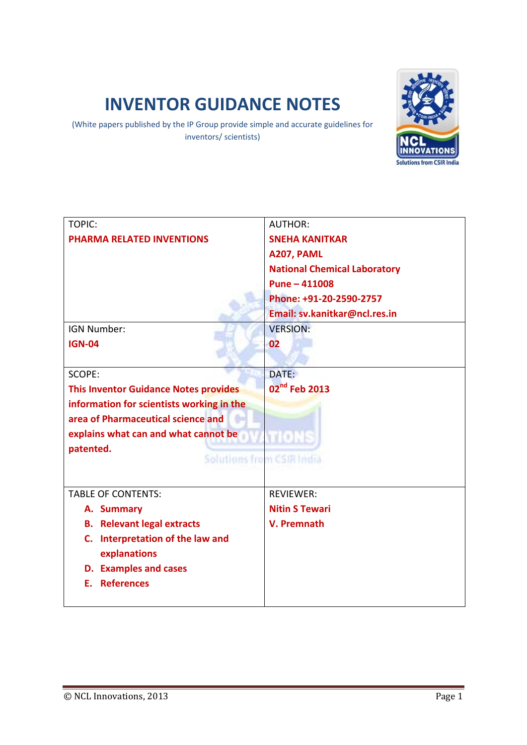# INVENTOR GUIDANCE NOTES

(White papers published by the IP Group provide simple and accurate guidelines for inventors/ scientists)

| TOPIC: **PHARMA RELATED INVENTIONS** | AUTHOR: **SNEHA KANITKAR** **A207, PAML** **National Chemical Laboratory** **Pune – 411008** **Phone: +91-20-2590-2757** **Email: sv.kanitkar@ncl.res.in** |
|---|---|
| IGN Number: **IGN-04** | VERSION: **02** |
| SCOPE: **This Inventor Guidance Notes provides information for scientists working in the area of Pharmaceutical science and explains what can and what cannot be patented.** | DATE: **02nd Feb 2013** |
| TABLE OF CONTENTS: **A. Summary** **B. Relevant legal extracts** **C. Interpretation of the law and explanations** **D. Examples and cases** **E. References** | REVIEWER: **Nitin S Tewari** **V. Premnath** |

© NCL Innovations, 2013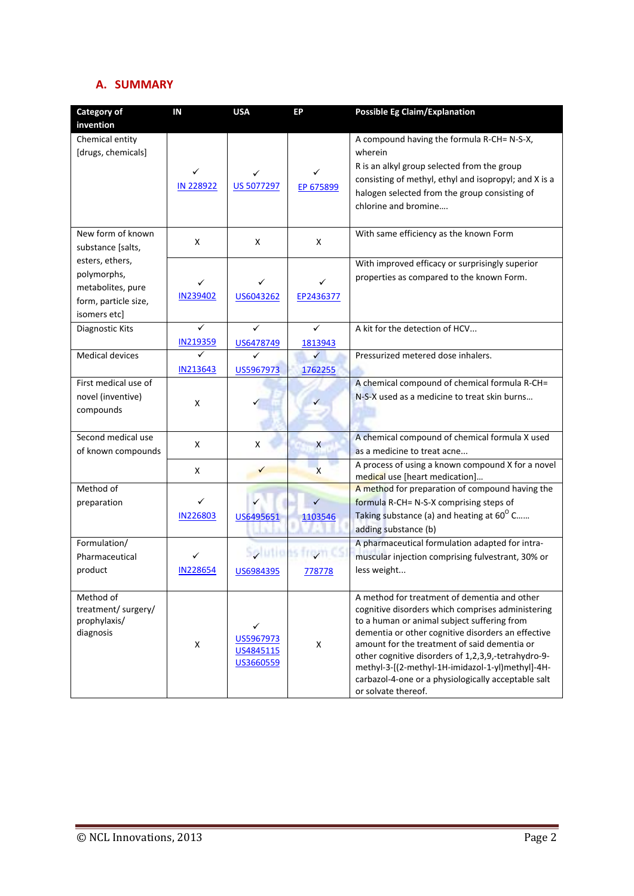## A. SUMMARY

| Category of invention | IN | USA | EP | Possible Eg Claim/Explanation |
|---|---|---|---|---|
| Chemical entity [drugs, chemicals] | ✓ IN 228922 | ✓ US 5077297 | ✓ EP 675899 | A compound having the formula R-CH= N-S-X, wherein R is an alkyl group selected from the group consisting of methyl, ethyl and isopropyl; and X is a halogen selected from the group consisting of chlorine and bromine…. |
| New form of known substance [salts, esters, ethers, polymorphs, metabolites, pure form, particle size, isomers etc] | X | X | X | With same efficiency as the known Form |
| | ✓ IN239402 | ✓ US6043262 | ✓ EP2436377 | With improved efficacy or surprisingly superior properties as compared to the known Form. |
| Diagnostic Kits | ✓ IN219359 | ✓ US6478749 | ✓ 1813943 | A kit for the detection of HCV… |
| Medical devices | ✓ IN213643 | ✓ US5967973 | ✓ 1762255 | Pressurized metered dose inhalers. |
| First medical use of novel (inventive) compounds | X | ✓ | ✓ | A chemical compound of chemical formula R-CH= N-S-X used as a medicine to treat skin burns… |
| Second medical use of known compounds | X | X | X | A chemical compound of chemical formula X used as a medicine to treat acne… |
| | X | ✓ | X | A process of using a known compound X for a novel medical use [heart medication]… |
| Method of preparation | ✓ IN226803 | ✓ US6495651 | ✓ 1103546 | A method for preparation of compound having the formula R-CH= N-S-X comprising steps of Taking substance (a) and heating at 60$^{O}$ C…… adding substance (b) |
| Formulation/ Pharmaceutical product | ✓ IN228654 | ✓ US6984395 | ✓ 778778 | A pharmaceutical formulation adapted for intra-muscular injection comprising fulvestrant, 30% or less weight... |
| Method of treatment/ surgery/ prophylaxis/ diagnosis | X | ✓ US5967973 US4845115 US3660559 | X | A method for treatment of dementia and other cognitive disorders which comprises administering to a human or animal subject suffering from dementia or other cognitive disorders an effective amount for the treatment of said dementia or other cognitive disorders of 1,2,3,9,-tetrahydro-9-methyl-3-[(2-methyl-1H-imidazol-1-yl)methyl]-4H-carbazol-4-one or a physiologically acceptable salt or solvate thereof. |

© NCL Innovations, 2013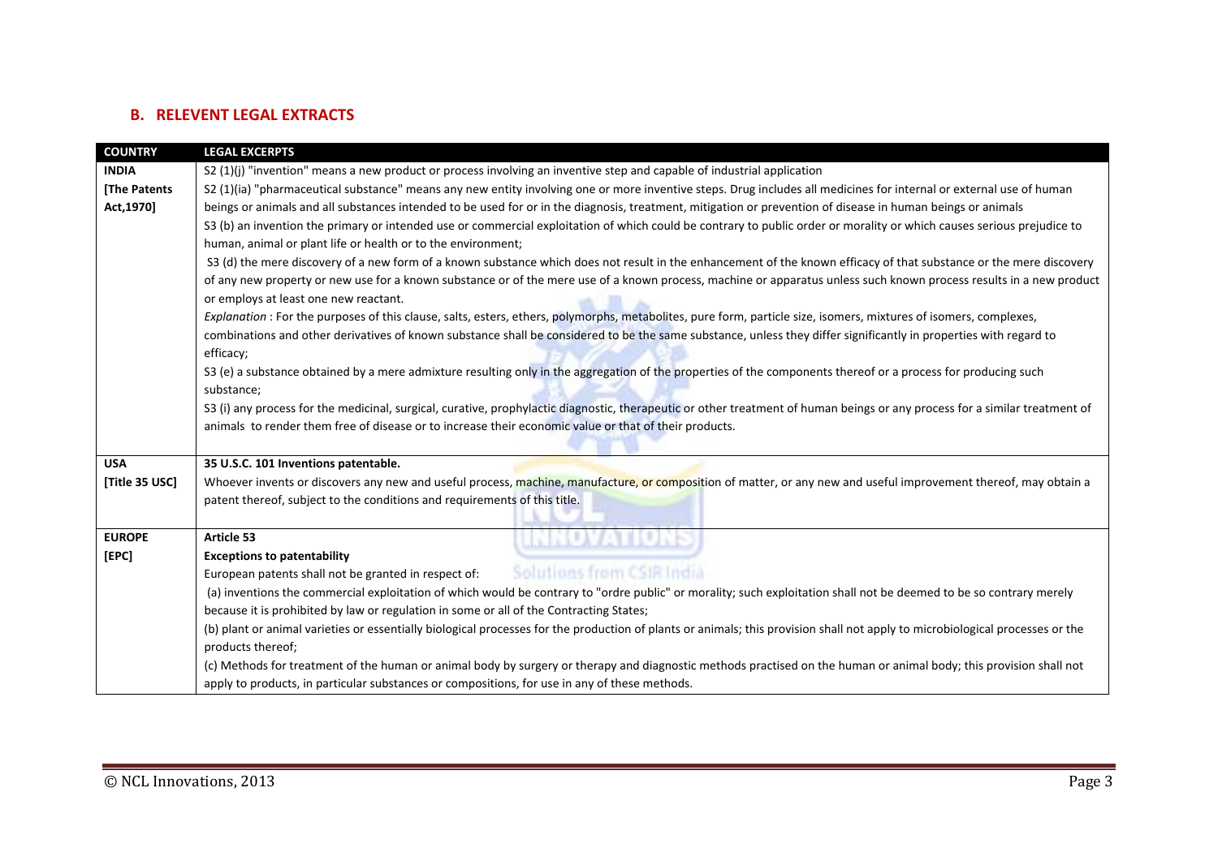## B. RELEVENT LEGAL EXTRACTS

| COUNTRY | LEGAL EXCERPTS |
|---|---|
| **INDIA** **[The Patents Act,1970]** | S2 (1)(j) "invention" means a new product or process involving an inventive step and capable of industrial application<br>S2 (1)(ia) "pharmaceutical substance" means any new entity involving one or more inventive steps. Drug includes all medicines for internal or external use of human beings or animals and all substances intended to be used for or in the diagnosis, treatment, mitigation or prevention of disease in human beings or animals<br>S3 (b) an invention the primary or intended use or commercial exploitation of which could be contrary to public order or morality or which causes serious prejudice to human, animal or plant life or health or to the environment;<br>S3 (d) the mere discovery of a new form of a known substance which does not result in the enhancement of the known efficacy of that substance or the mere discovery of any new property or new use for a known substance or of the mere use of a known process, machine or apparatus unless such known process results in a new product or employs at least one new reactant.<br>*Explanation* : For the purposes of this clause, salts, esters, ethers, polymorphs, metabolites, pure form, particle size, isomers, mixtures of isomers, complexes, combinations and other derivatives of known substance shall be considered to be the same substance, unless they differ significantly in properties with regard to efficacy;<br>S3 (e) a substance obtained by a mere admixture resulting only in the aggregation of the properties of the components thereof or a process for producing such substance;<br>S3 (i) any process for the medicinal, surgical, curative, prophylactic diagnostic, therapeutic or other treatment of human beings or any process for a similar treatment of animals to render them free of disease or to increase their economic value or that of their products. |
| **USA** **[Title 35 USC]** | **35 U.S.C. 101 Inventions patentable.**<br>Whoever invents or discovers any new and useful process, machine, manufacture, or composition of matter, or any new and useful improvement thereof, may obtain a patent thereof, subject to the conditions and requirements of this title. |
| **EUROPE** **[EPC]** | **Article 53**<br>**Exceptions to patentability**<br>European patents shall not be granted in respect of:<br>(a) inventions the commercial exploitation of which would be contrary to "ordre public" or morality; such exploitation shall not be deemed to be so contrary merely because it is prohibited by law or regulation in some or all of the Contracting States;<br>(b) plant or animal varieties or essentially biological processes for the production of plants or animals; this provision shall not apply to microbiological processes or the products thereof;<br>(c) Methods for treatment of the human or animal body by surgery or therapy and diagnostic methods practised on the human or animal body; this provision shall not apply to products, in particular substances or compositions, for use in any of these methods. |

© NCL Innovations, 2013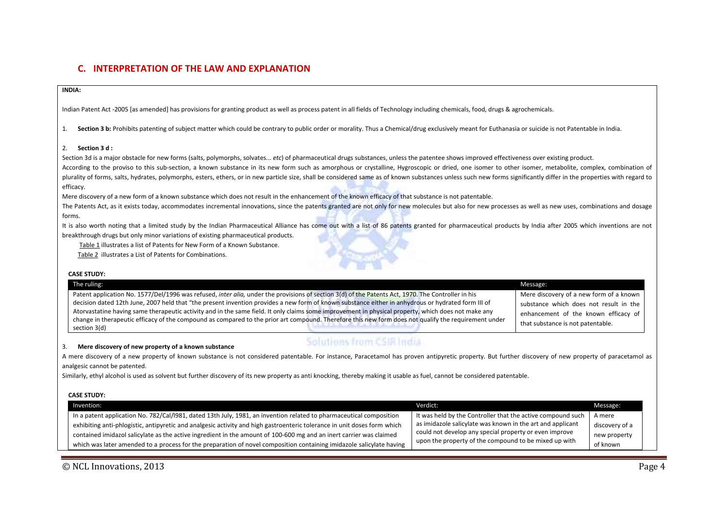## C. INTERPRETATION OF THE LAW AND EXPLANATION

**INDIA:**

Indian Patent Act -2005 [as amended] has provisions for granting product as well as process patent in all fields of Technology including chemicals, food, drugs & agrochemicals.

1. **Section 3 b:** Prohibits patenting of subject matter which could be contrary to public order or morality. Thus a Chemical/drug exclusively meant for Euthanasia or suicide is not Patentable in India.

2. **Section 3 d :**

Section 3d is a major obstacle for new forms (salts, polymorphs, solvates... *etc*) of pharmaceutical drugs substances, unless the patentee shows improved effectiveness over existing product.

According to the proviso to this sub-section, a known substance in its new form such as amorphous or crystalline, Hygroscopic or dried, one isomer to other isomer, metabolite, complex, combination of plurality of forms, salts, hydrates, polymorphs, esters, ethers, or in new particle size, shall be considered same as of known substances unless such new forms significantly differ in the properties with regard to efficacy.

Mere discovery of a new form of a known substance which does not result in the enhancement of the known efficacy of that substance is not patentable.

The Patents Act, as it exists today, accommodates incremental innovations, since the patents granted are not only for new molecules but also for new processes as well as new uses, combinations and dosage forms.

It is also worth noting that a limited study by the Indian Pharmaceutical Alliance has come out with a list of 86 patents granted for pharmaceutical products by India after 2005 which inventions are not breakthrough drugs but only minor variations of existing pharmaceutical products.

Table 1 illustrates a list of Patents for New Form of a Known Substance.

Table 2 illustrates a List of Patents for Combinations.

**CASE STUDY:**

| The ruling: | Message: |
| --- | --- |
| Patent application No. 1577/Del/1996 was refused, *inter alia,* under the provisions of section 3(d) of the Patents Act, 1970. The Controller in his decision dated 12th June, 2007 held that "the present invention provides a new form of known substance either in anhydrous or hydrated form III of Atorvastatine having same therapeutic activity and in the same field. It only claims some improvement in physical property, which does not make any change in therapeutic efficacy of the compound as compared to the prior art compound. Therefore this new form does not qualify the requirement under section 3(d) | Mere discovery of a new form of a known substance which does not result in the enhancement of the known efficacy of that substance is not patentable. |

3. **Mere discovery of new property of a known substance**

A mere discovery of a new property of known substance is not considered patentable. For instance, Paracetamol has proven antipyretic property. But further discovery of new property of paracetamol as analgesic cannot be patented.

Similarly, ethyl alcohol is used as solvent but further discovery of its new property as anti knocking, thereby making it usable as fuel, cannot be considered patentable.

**CASE STUDY:**

| Invention: | Verdict: | Message: |
| --- | --- | --- |
| In a patent application No. 782/Cal/l981, dated 13th July, 1981, an invention related to pharmaceutical composition exhibiting anti-phlogistic, antipyretic and analgesic activity and high gastroenteric tolerance in unit doses form which contained imidazol salicylate as the active ingredient in the amount of 100-600 mg and an inert carrier was claimed which was later amended to a process for the preparation of novel composition containing imidazole salicylate having | It was held by the Controller that the active compound such as imidazole salicylate was known in the art and applicant could not develop any special property or even improve upon the property of the compound to be mixed up with | A mere discovery of a new property of known |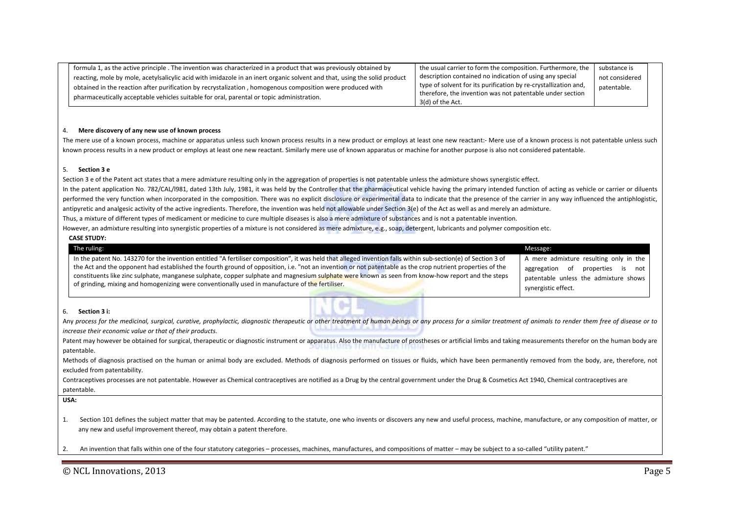| | | |
|---|---|---|
| formula 1, as the active principle . The invention was characterized in a product that was previously obtained by reacting, mole by mole, acetylsalicylic acid with imidazole in an inert organic solvent and that, using the solid product obtained in the reaction after purification by recrystalization , homogenous composition were produced with pharmaceutically acceptable vehicles suitable for oral, parental or topic administration. | the usual carrier to form the composition. Furthermore, the description contained no indication of using any special type of solvent for its purification by re-crystallization and, therefore, the invention was not patentable under section 3(d) of the Act. | substance is not considered patentable. |

4. **Mere discovery of any new use of known process**

The mere use of a known process, machine or apparatus unless such known process results in a new product or employs at least one new reactant:- Mere use of a known process is not patentable unless such known process results in a new product or employs at least one new reactant. Similarly mere use of known apparatus or machine for another purpose is also not considered patentable.

5. **Section 3 e**

Section 3 e of the Patent act states that a mere admixture resulting only in the aggregation of properties is not patentable unless the admixture shows synergistic effect.

In the patent application No. 782/CAL/l981, dated 13th July, 1981, it was held by the Controller that the pharmaceutical vehicle having the primary intended function of acting as vehicle or carrier or diluents performed the very function when incorporated in the composition. There was no explicit disclosure or experimental data to indicate that the presence of the carrier in any way influenced the antiphlogistic, antipyretic and analgesic activity of the active ingredients. Therefore, the invention was held not allowable under Section 3(e) of the Act as well as and merely an admixture.

Thus, a mixture of different types of medicament or medicine to cure multiple diseases is also a mere admixture of substances and is not a patentable invention.

However, an admixture resulting into synergistic properties of a mixture is not considered as mere admixture, e.g., soap, detergent, lubricants and polymer composition etc.

**CASE STUDY:**

| The ruling: | Message: |
|---|---|
| In the patent No. 143270 for the invention entitled "A fertiliser composition", it was held that alleged invention falls within sub-section(e) of Section 3 of the Act and the opponent had established the fourth ground of opposition, i.e. "not an invention or not patentable as the crop nutrient properties of the constituents like zinc sulphate, manganese sulphate, copper sulphate and magnesium sulphate were known as seen from know-how report and the steps of grinding, mixing and homogenizing were conventionally used in manufacture of the fertiliser. | A mere admixture resulting only in the aggregation of properties is not patentable unless the admixture shows synergistic effect. |

6. **Section 3 i:**

Any *process for the medicinal, surgical, curative, prophylactic, diagnostic therapeutic or other treatment of human beings or any process for a similar treatment of animals to render them free of disease or to increase their economic value or that of their products.*

Patent may however be obtained for surgical, therapeutic or diagnostic instrument or apparatus. Also the manufacture of prostheses or artificial limbs and taking measurements therefor on the human body are patentable.

Methods of diagnosis practised on the human or animal body are excluded. Methods of diagnosis performed on tissues or fluids, which have been permanently removed from the body, are, therefore, not excluded from patentability.

Contraceptives processes are not patentable. However as Chemical contraceptives are notified as a Drug by the central government under the Drug & Cosmetics Act 1940, Chemical contraceptives are patentable.

**USA:**

1. Section 101 defines the subject matter that may be patented. According to the statute, one who invents or discovers any new and useful process, machine, manufacture, or any composition of matter, or any new and useful improvement thereof, may obtain a patent therefore.

2. An invention that falls within one of the four statutory categories – processes, machines, manufactures, and compositions of matter – may be subject to a so-called "utility patent."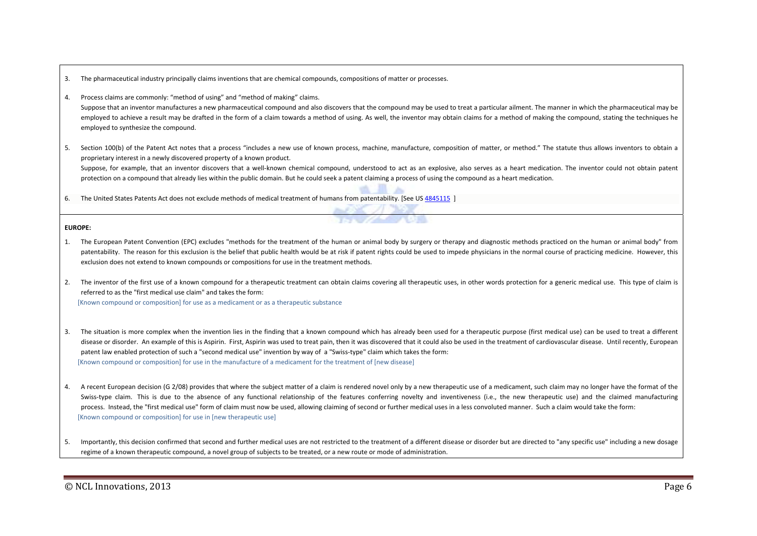3. The pharmaceutical industry principally claims inventions that are chemical compounds, compositions of matter or processes.

4. Process claims are commonly: "method of using" and "method of making" claims.
   Suppose that an inventor manufactures a new pharmaceutical compound and also discovers that the compound may be used to treat a particular ailment. The manner in which the pharmaceutical may be employed to achieve a result may be drafted in the form of a claim towards a method of using. As well, the inventor may obtain claims for a method of making the compound, stating the techniques he employed to synthesize the compound.

5. Section 100(b) of the Patent Act notes that a process "includes a new use of known process, machine, manufacture, composition of matter, or method." The statute thus allows inventors to obtain a proprietary interest in a newly discovered property of a known product.
   Suppose, for example, that an inventor discovers that a well-known chemical compound, understood to act as an explosive, also serves as a heart medication. The inventor could not obtain patent protection on a compound that already lies within the public domain. But he could seek a patent claiming a process of using the compound as a heart medication.

6. The United States Patents Act does not exclude methods of medical treatment of humans from patentability. [See US 4845115 ]

**EUROPE:**

1. The European Patent Convention (EPC) excludes "methods for the treatment of the human or animal body by surgery or therapy and diagnostic methods practiced on the human or animal body" from patentability. The reason for this exclusion is the belief that public health would be at risk if patent rights could be used to impede physicians in the normal course of practicing medicine. However, this exclusion does not extend to known compounds or compositions for use in the treatment methods.

2. The inventor of the first use of a known compound for a therapeutic treatment can obtain claims covering all therapeutic uses, in other words protection for a generic medical use. This type of claim is referred to as the "first medical use claim" and takes the form:
   [Known compound or composition] for use as a medicament or as a therapeutic substance

3. The situation is more complex when the invention lies in the finding that a known compound which has already been used for a therapeutic purpose (first medical use) can be used to treat a different disease or disorder. An example of this is Aspirin. First, Aspirin was used to treat pain, then it was discovered that it could also be used in the treatment of cardiovascular disease. Until recently, European patent law enabled protection of such a "second medical use" invention by way of a "Swiss-type" claim which takes the form:
   [Known compound or composition] for use in the manufacture of a medicament for the treatment of [new disease]

4. A recent European decision (G 2/08) provides that where the subject matter of a claim is rendered novel only by a new therapeutic use of a medicament, such claim may no longer have the format of the Swiss-type claim. This is due to the absence of any functional relationship of the features conferring novelty and inventiveness (i.e., the new therapeutic use) and the claimed manufacturing process. Instead, the "first medical use" form of claim must now be used, allowing claiming of second or further medical uses in a less convoluted manner. Such a claim would take the form:
   [Known compound or composition] for use in [new therapeutic use]

5. Importantly, this decision confirmed that second and further medical uses are not restricted to the treatment of a different disease or disorder but are directed to "any specific use" including a new dosage regime of a known therapeutic compound, a novel group of subjects to be treated, or a new route or mode of administration.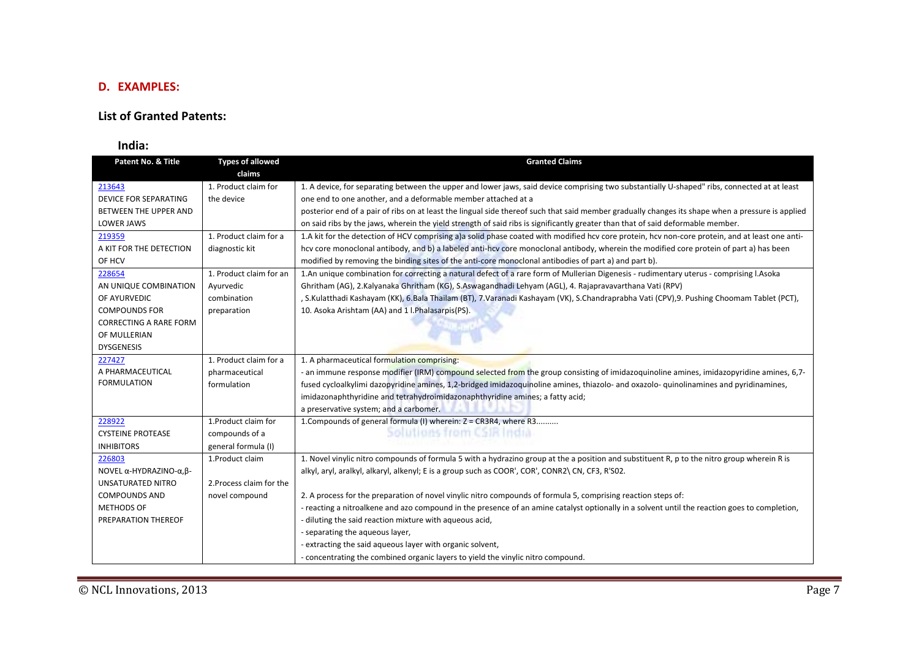## D. EXAMPLES:

### List of Granted Patents:

#### India:

| Patent No. & Title | Types of allowed claims | Granted Claims |
|---|---|---|
| 213643 DEVICE FOR SEPARATING BETWEEN THE UPPER AND LOWER JAWS | 1. Product claim for the device | 1. A device, for separating between the upper and lower jaws, said device comprising two substantially U-shaped" ribs, connected at at least one end to one another, and a deformable member attached at a posterior end of a pair of ribs on at least the lingual side thereof such that said member gradually changes its shape when a pressure is applied on said ribs by the jaws, wherein the yield strength of said ribs is significantly greater than that of said deformable member. |
| 219359 A KIT FOR THE DETECTION OF HCV | 1. Product claim for a diagnostic kit | 1.A kit for the detection of HCV comprising a)a solid phase coated with modified hcv core protein, hcv non-core protein, and at least one anti-hcv core monoclonal antibody, and b) a labeled anti-hcv core monoclonal antibody, wherein the modified core protein of part a) has been modified by removing the binding sites of the anti-core monoclonal antibodies of part a) and part b). |
| 228654 AN UNIQUE COMBINATION OF AYURVEDIC COMPOUNDS FOR CORRECTING A RARE FORM OF MULLERIAN DYSGENESIS | 1. Product claim for an Ayurvedic combination preparation | 1.An unique combination for correcting a natural defect of a rare form of Mullerian Digenesis - rudimentary uterus - comprising l.Asoka Ghritham (AG), 2.Kalyanaka Ghritham (KG), S.Aswagandhadi Lehyam (AGL), 4. Rajapravavarthana Vati (RPV) , S.Kulatthadi Kashayam (KK), 6.Bala Thailam (BT), 7.Varanadi Kashayam (VK), S.Chandraprabha Vati (CPV),9. Pushing Choomam Tablet (PCT), 10. Asoka Arishtam (AA) and 1 l.Phalasarpis(PS). |
| 227427 A PHARMACEUTICAL FORMULATION | 1. Product claim for a pharmaceutical formulation | 1. A pharmaceutical formulation comprising: - an immune response modifier (IRM) compound selected from the group consisting of imidazoquinoline amines, imidazopyridine amines, 6,7-fused cycloalkylimi dazopyridine amines, 1,2-bridged imidazoquinoline amines, thiazolo- and oxazolo- quinolinamines and pyridinamines, imidazonaphthyridine and tetrahydroimidazonaphthyridine amines; a fatty acid; a preservative system; and a carbomer. |
| 228922 CYSTEINE PROTEASE INHIBITORS | 1.Product claim for compounds of a general formula (I) | 1.Compounds of general formula (I) wherein: Z = CR3R4, where R3.......... |
| 226803 NOVEL α-HYDRAZINO-α,β-UNSATURATED NITRO COMPOUNDS AND METHODS OF PREPARATION THEREOF | 1.Product claim<br><br>2.Process claim for the novel compound | 1. Novel vinylic nitro compounds of formula 5 with a hydrazino group at the a position and substituent R, p to the nitro group wherein R is alkyl, aryl, aralkyl, alkaryl, alkenyl; E is a group such as COOR', COR', CONR2\ CN, CF3, R'S02.<br><br>2. A process for the preparation of novel vinylic nitro compounds of formula 5, comprising reaction steps of:<br>- reacting a nitroalkene and azo compound in the presence of an amine catalyst optionally in a solvent until the reaction goes to completion,<br>- diluting the said reaction mixture with aqueous acid,<br>- separating the aqueous layer,<br>- extracting the said aqueous layer with organic solvent,<br>- concentrating the combined organic layers to yield the vinylic nitro compound. |

© NCL Innovations, 2013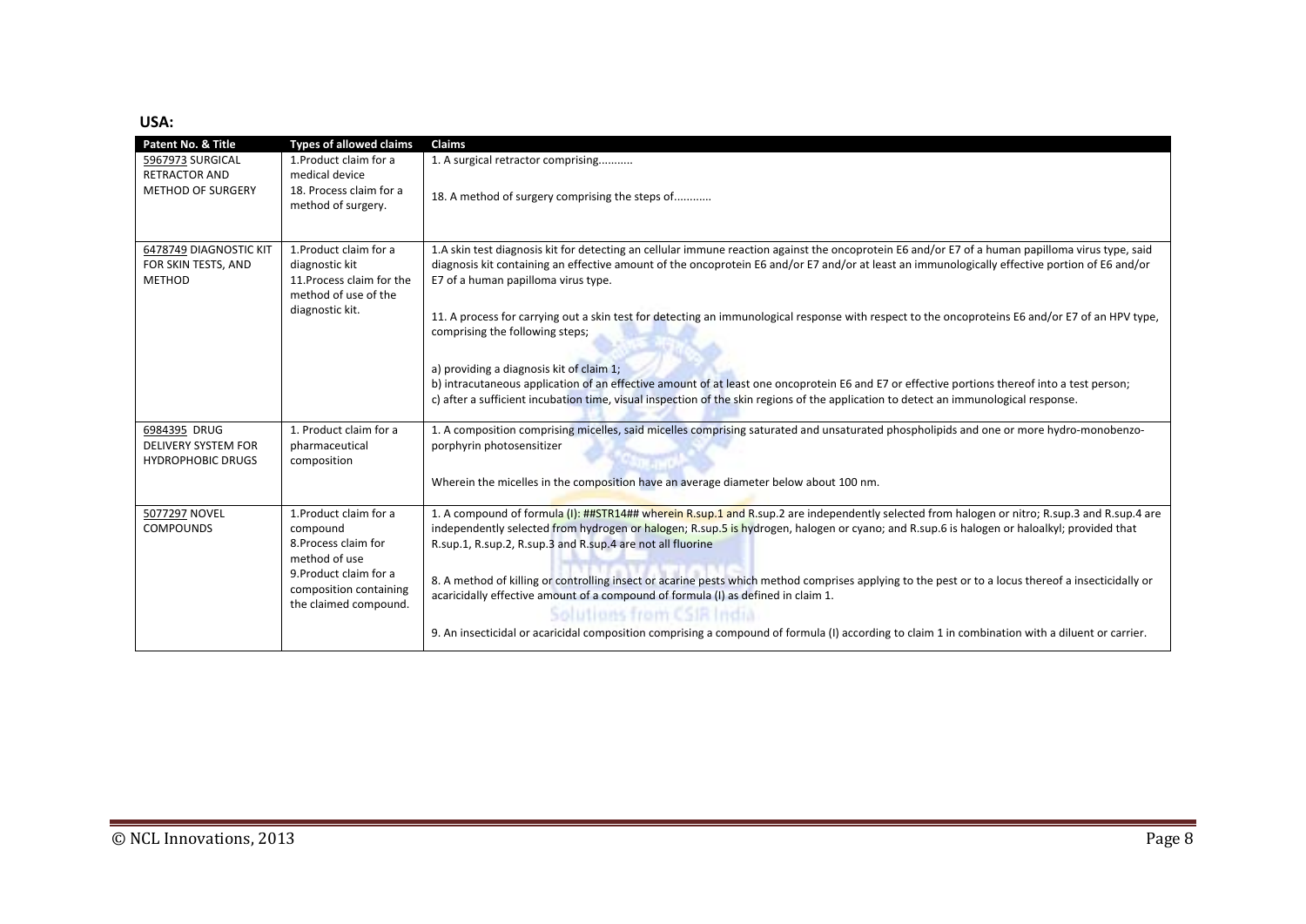**USA:**

| Patent No. & Title | Types of allowed claims | Claims |
|---|---|---|
| 5967973 SURGICAL RETRACTOR AND METHOD OF SURGERY | 1.Product claim for a medical device<br>18. Process claim for a method of surgery. | 1. A surgical retractor comprising...........<br><br>18. A method of surgery comprising the steps of............ |
| 6478749 DIAGNOSTIC KIT FOR SKIN TESTS, AND METHOD | 1.Product claim for a diagnostic kit<br>11.Process claim for the method of use of the diagnostic kit. | 1.A skin test diagnosis kit for detecting an cellular immune reaction against the oncoprotein E6 and/or E7 of a human papilloma virus type, said diagnosis kit containing an effective amount of the oncoprotein E6 and/or E7 and/or at least an immunologically effective portion of E6 and/or E7 of a human papilloma virus type.<br><br>11. A process for carrying out a skin test for detecting an immunological response with respect to the oncoproteins E6 and/or E7 of an HPV type, comprising the following steps;<br><br>a) providing a diagnosis kit of claim 1;<br>b) intracutaneous application of an effective amount of at least one oncoprotein E6 and E7 or effective portions thereof into a test person;<br>c) after a sufficient incubation time, visual inspection of the skin regions of the application to detect an immunological response. |
| 6984395 DRUG DELIVERY SYSTEM FOR HYDROPHOBIC DRUGS | 1. Product claim for a pharmaceutical composition | 1. A composition comprising micelles, said micelles comprising saturated and unsaturated phospholipids and one or more hydro-monobenzo-porphyrin photosensitizer<br><br>Wherein the micelles in the composition have an average diameter below about 100 nm. |
| 5077297 NOVEL COMPOUNDS | 1.Product claim for a compound<br>8.Process claim for method of use<br>9.Product claim for a composition containing the claimed compound. | 1. A compound of formula (I): ##STR14## wherein R.sup.1 and R.sup.2 are independently selected from halogen or nitro; R.sup.3 and R.sup.4 are independently selected from hydrogen or halogen; R.sup.5 is hydrogen, halogen or cyano; and R.sup.6 is halogen or haloalkyl; provided that R.sup.1, R.sup.2, R.sup.3 and R.sup.4 are not all fluorine<br><br>8. A method of killing or controlling insect or acarine pests which method comprises applying to the pest or to a locus thereof a insecticidally or acaricidally effective amount of a compound of formula (I) as defined in claim 1.<br><br>9. An insecticidal or acaricidal composition comprising a compound of formula (I) according to claim 1 in combination with a diluent or carrier. |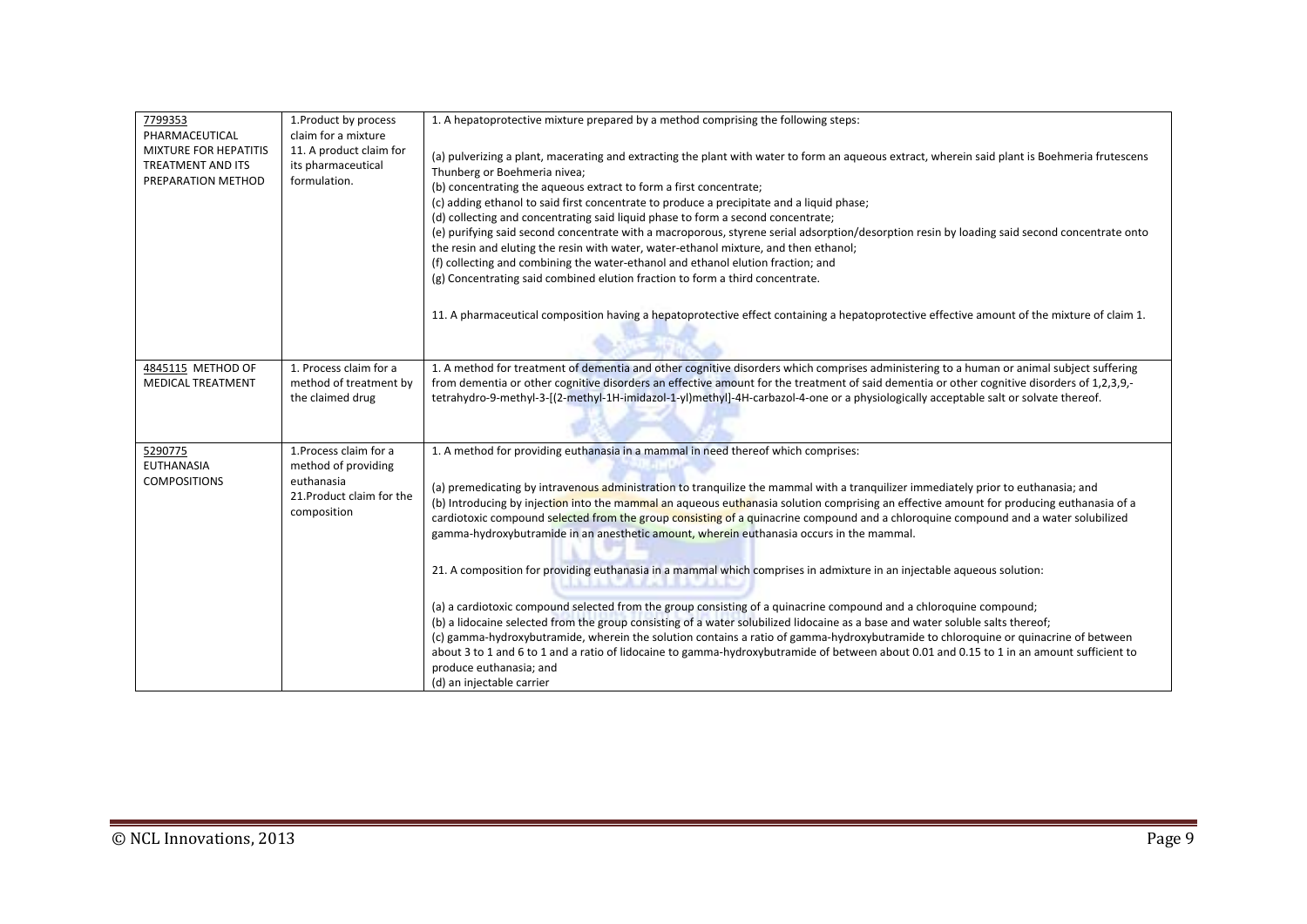| | | |
|---|---|---|
| 7799353 PHARMACEUTICAL MIXTURE FOR HEPATITIS TREATMENT AND ITS PREPARATION METHOD | 1.Product by process claim for a mixture<br>11. A product claim for its pharmaceutical formulation. | 1. A hepatoprotective mixture prepared by a method comprising the following steps:<br><br>(a) pulverizing a plant, macerating and extracting the plant with water to form an aqueous extract, wherein said plant is Boehmeria frutescens Thunberg or Boehmeria nivea;<br>(b) concentrating the aqueous extract to form a first concentrate;<br>(c) adding ethanol to said first concentrate to produce a precipitate and a liquid phase;<br>(d) collecting and concentrating said liquid phase to form a second concentrate;<br>(e) purifying said second concentrate with a macroporous, styrene serial adsorption/desorption resin by loading said second concentrate onto the resin and eluting the resin with water, water-ethanol mixture, and then ethanol;<br>(f) collecting and combining the water-ethanol and ethanol elution fraction; and<br>(g) Concentrating said combined elution fraction to form a third concentrate.<br><br>11. A pharmaceutical composition having a hepatoprotective effect containing a hepatoprotective effective amount of the mixture of claim 1. |
| 4845115 METHOD OF MEDICAL TREATMENT | 1. Process claim for a method of treatment by the claimed drug | 1. A method for treatment of dementia and other cognitive disorders which comprises administering to a human or animal subject suffering from dementia or other cognitive disorders an effective amount for the treatment of said dementia or other cognitive disorders of 1,2,3,9,-tetrahydro-9-methyl-3-[(2-methyl-1H-imidazol-1-yl)methyl]-4H-carbazol-4-one or a physiologically acceptable salt or solvate thereof. |
| 5290775 EUTHANASIA COMPOSITIONS | 1.Process claim for a method of providing euthanasia<br>21.Product claim for the composition | 1. A method for providing euthanasia in a mammal in need thereof which comprises:<br><br>(a) premedicating by intravenous administration to tranquilize the mammal with a tranquilizer immediately prior to euthanasia; and<br>(b) Introducing by injection into the mammal an aqueous euthanasia solution comprising an effective amount for producing euthanasia of a cardiotoxic compound selected from the group consisting of a quinacrine compound and a chloroquine compound and a water solubilized gamma-hydroxybutramide in an anesthetic amount, wherein euthanasia occurs in the mammal.<br><br>21. A composition for providing euthanasia in a mammal which comprises in admixture in an injectable aqueous solution:<br><br>(a) a cardiotoxic compound selected from the group consisting of a quinacrine compound and a chloroquine compound;<br>(b) a lidocaine selected from the group consisting of a water solubilized lidocaine as a base and water soluble salts thereof;<br>(c) gamma-hydroxybutramide, wherein the solution contains a ratio of gamma-hydroxybutramide to chloroquine or quinacrine of between about 3 to 1 and 6 to 1 and a ratio of lidocaine to gamma-hydroxybutramide of between about 0.01 and 0.15 to 1 in an amount sufficient to produce euthanasia; and<br>(d) an injectable carrier |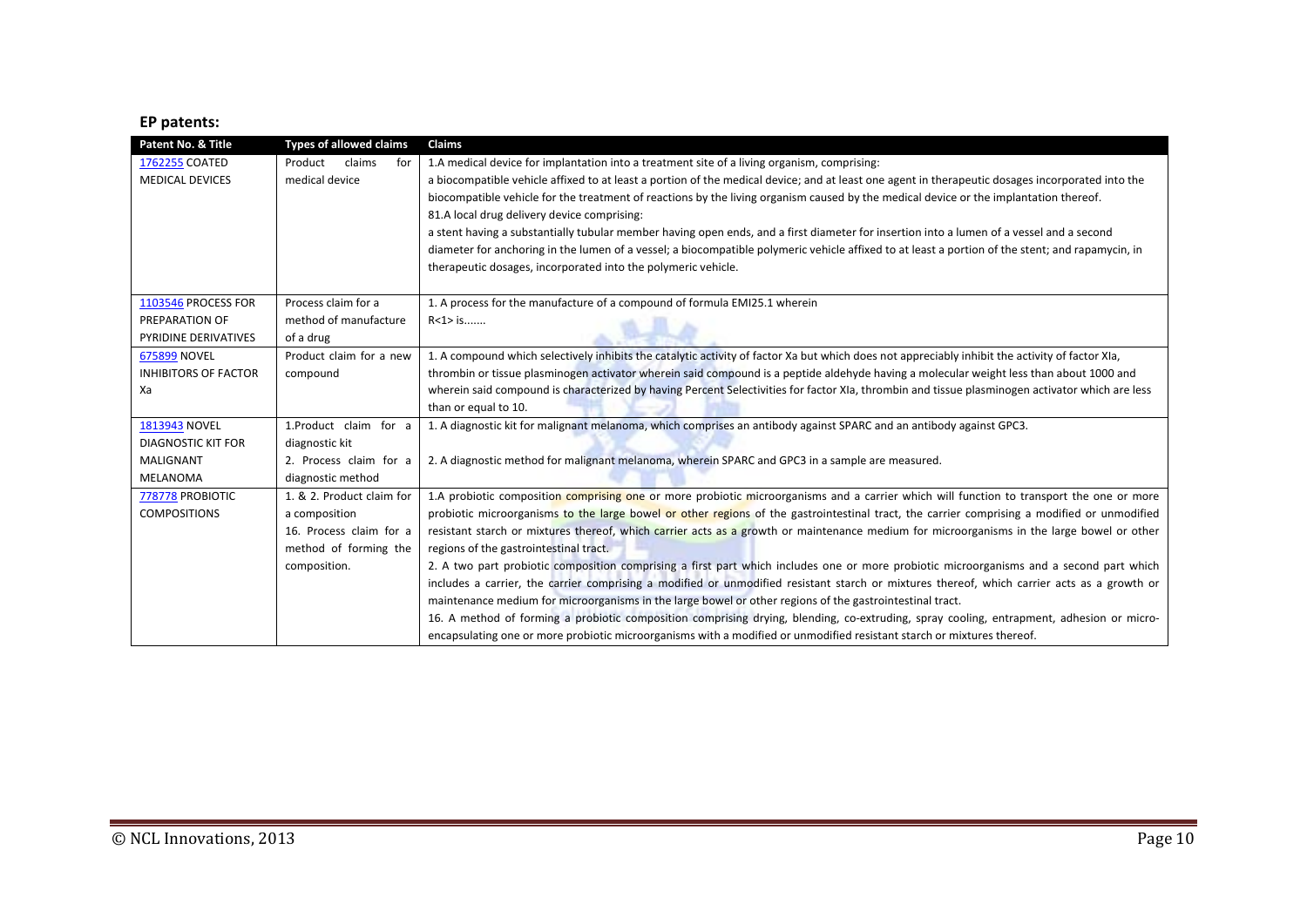## EP patents:

| Patent No. & Title | Types of allowed claims | Claims |
|---|---|---|
| 1762255 COATED MEDICAL DEVICES | Product claims for medical device | 1.A medical device for implantation into a treatment site of a living organism, comprising: a biocompatible vehicle affixed to at least a portion of the medical device; and at least one agent in therapeutic dosages incorporated into the biocompatible vehicle for the treatment of reactions by the living organism caused by the medical device or the implantation thereof. 81.A local drug delivery device comprising: a stent having a substantially tubular member having open ends, and a first diameter for insertion into a lumen of a vessel and a second diameter for anchoring in the lumen of a vessel; a biocompatible polymeric vehicle affixed to at least a portion of the stent; and rapamycin, in therapeutic dosages, incorporated into the polymeric vehicle. |
| 1103546 PROCESS FOR PREPARATION OF PYRIDINE DERIVATIVES | Process claim for a method of manufacture of a drug | 1. A process for the manufacture of a compound of formula EMI25.1 wherein R<1> is....... |
| 675899 NOVEL INHIBITORS OF FACTOR Xa | Product claim for a new compound | 1. A compound which selectively inhibits the catalytic activity of factor Xa but which does not appreciably inhibit the activity of factor XIa, thrombin or tissue plasminogen activator wherein said compound is a peptide aldehyde having a molecular weight less than about 1000 and wherein said compound is characterized by having Percent Selectivities for factor XIa, thrombin and tissue plasminogen activator which are less than or equal to 10. |
| 1813943 NOVEL DIAGNOSTIC KIT FOR MALIGNANT MELANOMA | 1.Product claim for a diagnostic kit<br>2. Process claim for a diagnostic method | 1. A diagnostic kit for malignant melanoma, which comprises an antibody against SPARC and an antibody against GPC3.<br>2. A diagnostic method for malignant melanoma, wherein SPARC and GPC3 in a sample are measured. |
| 778778 PROBIOTIC COMPOSITIONS | 1. & 2. Product claim for a composition<br>16. Process claim for a method of forming the composition. | 1.A probiotic composition comprising one or more probiotic microorganisms and a carrier which will function to transport the one or more probiotic microorganisms to the large bowel or other regions of the gastrointestinal tract, the carrier comprising a modified or unmodified resistant starch or mixtures thereof, which carrier acts as a growth or maintenance medium for microorganisms in the large bowel or other regions of the gastrointestinal tract.<br>2. A two part probiotic composition comprising a first part which includes one or more probiotic microorganisms and a second part which includes a carrier, the carrier comprising a modified or unmodified resistant starch or mixtures thereof, which carrier acts as a growth or maintenance medium for microorganisms in the large bowel or other regions of the gastrointestinal tract.<br>16. A method of forming a probiotic composition comprising drying, blending, co-extruding, spray cooling, entrapment, adhesion or micro-encapsulating one or more probiotic microorganisms with a modified or unmodified resistant starch or mixtures thereof. |

© NCL Innovations, 2013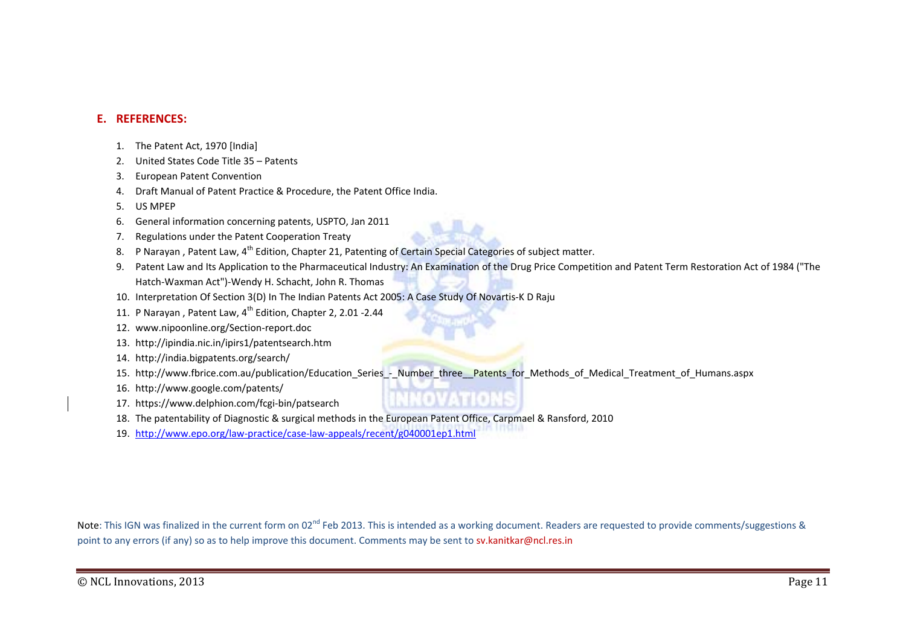## E. REFERENCES:

1. The Patent Act, 1970 [India]
2. United States Code Title 35 – Patents
3. European Patent Convention
4. Draft Manual of Patent Practice & Procedure, the Patent Office India.
5. US MPEP
6. General information concerning patents, USPTO, Jan 2011
7. Regulations under the Patent Cooperation Treaty
8. P Narayan , Patent Law, 4th Edition, Chapter 21, Patenting of Certain Special Categories of subject matter.
9. Patent Law and Its Application to the Pharmaceutical Industry: An Examination of the Drug Price Competition and Patent Term Restoration Act of 1984 ("The Hatch-Waxman Act")-Wendy H. Schacht, John R. Thomas
10. Interpretation Of Section 3(D) In The Indian Patents Act 2005: A Case Study Of Novartis-K D Raju
11. P Narayan , Patent Law, 4th Edition, Chapter 2, 2.01 -2.44
12. www.nipoonline.org/Section-report.doc
13. http://ipindia.nic.in/ipirs1/patentsearch.htm
14. http://india.bigpatents.org/search/
15. http://www.fbrice.com.au/publication/Education_Series_-_Number_three__Patents_for_Methods_of_Medical_Treatment_of_Humans.aspx
16. http://www.google.com/patents/
17. https://www.delphion.com/fcgi-bin/patsearch
18. The patentability of Diagnostic & surgical methods in the European Patent Office, Carpmael & Ransford, 2010
19. http://www.epo.org/law-practice/case-law-appeals/recent/g040001ep1.html

Note: This IGN was finalized in the current form on 02nd Feb 2013. This is intended as a working document. Readers are requested to provide comments/suggestions & point to any errors (if any) so as to help improve this document. Comments may be sent to sv.kanitkar@ncl.res.in

© NCL Innovations, 2013